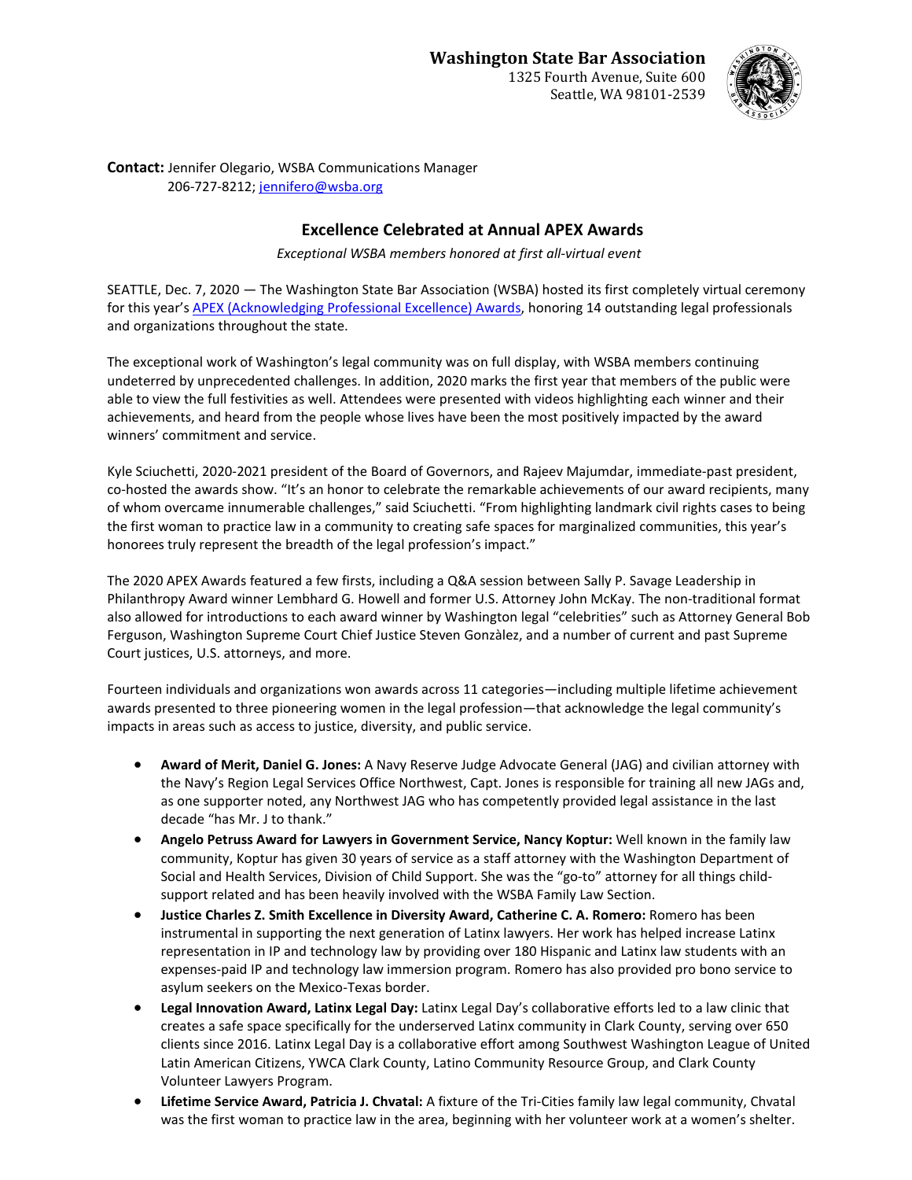**Washington State Bar Association**
1325 Fourth Avenue, Suite 600
Seattle, WA 98101-2539

**Contact:** Jennifer Olegario, WSBA Communications Manager
206-727-8212; jennifero@wsba.org

## Excellence Celebrated at Annual APEX Awards

*Exceptional WSBA members honored at first all-virtual event*

SEATTLE, Dec. 7, 2020 — The Washington State Bar Association (WSBA) hosted its first completely virtual ceremony for this year's APEX (Acknowledging Professional Excellence) Awards, honoring 14 outstanding legal professionals and organizations throughout the state.

The exceptional work of Washington's legal community was on full display, with WSBA members continuing undeterred by unprecedented challenges. In addition, 2020 marks the first year that members of the public were able to view the full festivities as well. Attendees were presented with videos highlighting each winner and their achievements, and heard from the people whose lives have been the most positively impacted by the award winners' commitment and service.

Kyle Sciuchetti, 2020-2021 president of the Board of Governors, and Rajeev Majumdar, immediate-past president, co-hosted the awards show. "It's an honor to celebrate the remarkable achievements of our award recipients, many of whom overcame innumerable challenges," said Sciuchetti. "From highlighting landmark civil rights cases to being the first woman to practice law in a community to creating safe spaces for marginalized communities, this year's honorees truly represent the breadth of the legal profession's impact."

The 2020 APEX Awards featured a few firsts, including a Q&A session between Sally P. Savage Leadership in Philanthropy Award winner Lembhard G. Howell and former U.S. Attorney John McKay. The non-traditional format also allowed for introductions to each award winner by Washington legal "celebrities" such as Attorney General Bob Ferguson, Washington Supreme Court Chief Justice Steven Gonzàlec, and a number of current and past Supreme Court justices, U.S. attorneys, and more.

Fourteen individuals and organizations won awards across 11 categories—including multiple lifetime achievement awards presented to three pioneering women in the legal profession—that acknowledge the legal community's impacts in areas such as access to justice, diversity, and public service.

- **Award of Merit, Daniel G. Jones:** A Navy Reserve Judge Advocate General (JAG) and civilian attorney with the Navy's Region Legal Services Office Northwest, Capt. Jones is responsible for training all new JAGs and, as one supporter noted, any Northwest JAG who has competently provided legal assistance in the last decade "has Mr. J to thank."
- **Angelo Petruss Award for Lawyers in Government Service, Nancy Koptur:** Well known in the family law community, Koptur has given 30 years of service as a staff attorney with the Washington Department of Social and Health Services, Division of Child Support. She was the "go-to" attorney for all things child-support related and has been heavily involved with the WSBA Family Law Section.
- **Justice Charles Z. Smith Excellence in Diversity Award, Catherine C. A. Romero:** Romero has been instrumental in supporting the next generation of Latinx lawyers. Her work has helped increase Latinx representation in IP and technology law by providing over 180 Hispanic and Latinx law students with an expenses-paid IP and technology law immersion program. Romero has also provided pro bono service to asylum seekers on the Mexico-Texas border.
- **Legal Innovation Award, Latinx Legal Day:** Latinx Legal Day's collaborative efforts led to a law clinic that creates a safe space specifically for the underserved Latinx community in Clark County, serving over 650 clients since 2016. Latinx Legal Day is a collaborative effort among Southwest Washington League of United Latin American Citizens, YWCA Clark County, Latino Community Resource Group, and Clark County Volunteer Lawyers Program.
- **Lifetime Service Award, Patricia J. Chvatal:** A fixture of the Tri-Cities family law legal community, Chvatal was the first woman to practice law in the area, beginning with her volunteer work at a women's shelter.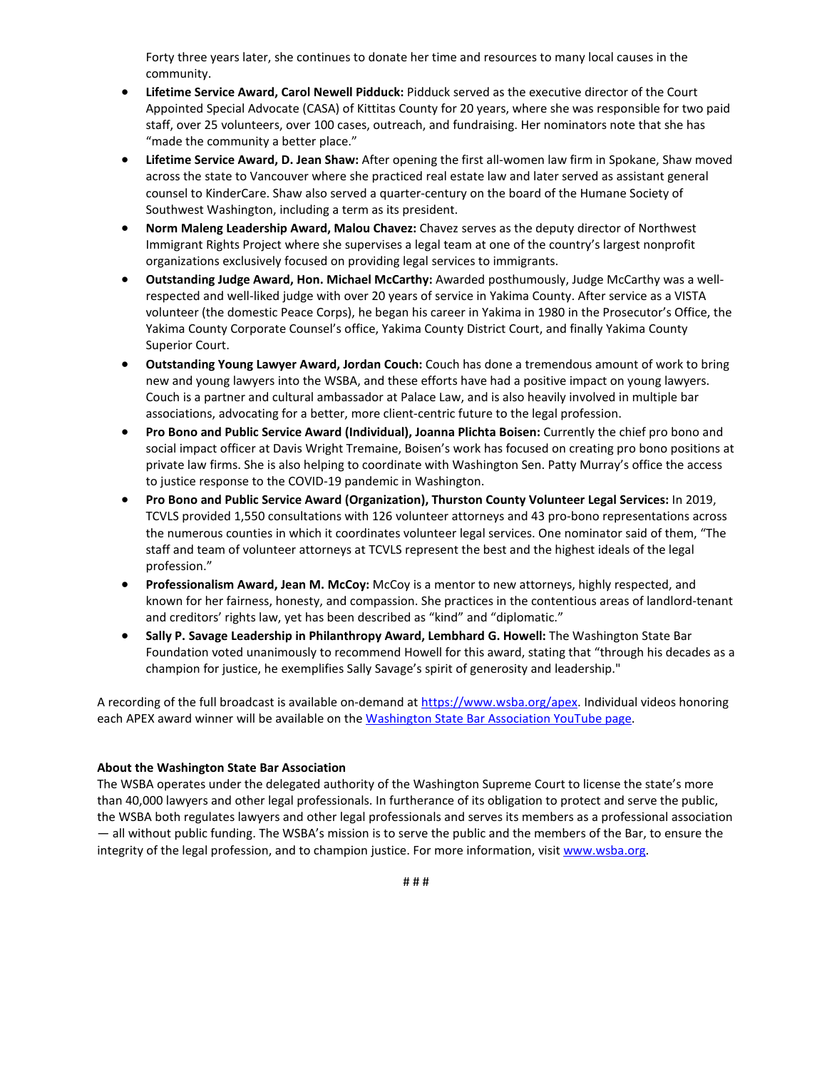Forty three years later, she continues to donate her time and resources to many local causes in the community.

- **Lifetime Service Award, Carol Newell Pidduck:** Pidduck served as the executive director of the Court Appointed Special Advocate (CASA) of Kittitas County for 20 years, where she was responsible for two paid staff, over 25 volunteers, over 100 cases, outreach, and fundraising. Her nominators note that she has "made the community a better place."
- **Lifetime Service Award, D. Jean Shaw:** After opening the first all-women law firm in Spokane, Shaw moved across the state to Vancouver where she practiced real estate law and later served as assistant general counsel to KinderCare. Shaw also served a quarter-century on the board of the Humane Society of Southwest Washington, including a term as its president.
- **Norm Maleng Leadership Award, Malou Chavez:** Chavez serves as the deputy director of Northwest Immigrant Rights Project where she supervises a legal team at one of the country's largest nonprofit organizations exclusively focused on providing legal services to immigrants.
- **Outstanding Judge Award, Hon. Michael McCarthy:** Awarded posthumously, Judge McCarthy was a well-respected and well-liked judge with over 20 years of service in Yakima County. After service as a VISTA volunteer (the domestic Peace Corps), he began his career in Yakima in 1980 in the Prosecutor's Office, the Yakima County Corporate Counsel's office, Yakima County District Court, and finally Yakima County Superior Court.
- **Outstanding Young Lawyer Award, Jordan Couch:** Couch has done a tremendous amount of work to bring new and young lawyers into the WSBA, and these efforts have had a positive impact on young lawyers. Couch is a partner and cultural ambassador at Palace Law, and is also heavily involved in multiple bar associations, advocating for a better, more client-centric future to the legal profession.
- **Pro Bono and Public Service Award (Individual), Joanna Plichta Boisen:** Currently the chief pro bono and social impact officer at Davis Wright Tremaine, Boisen's work has focused on creating pro bono positions at private law firms. She is also helping to coordinate with Washington Sen. Patty Murray's office the access to justice response to the COVID-19 pandemic in Washington.
- **Pro Bono and Public Service Award (Organization), Thurston County Volunteer Legal Services:** In 2019, TCVLS provided 1,550 consultations with 126 volunteer attorneys and 43 pro-bono representations across the numerous counties in which it coordinates volunteer legal services. One nominator said of them, "The staff and team of volunteer attorneys at TCVLS represent the best and the highest ideals of the legal profession."
- **Professionalism Award, Jean M. McCoy:** McCoy is a mentor to new attorneys, highly respected, and known for her fairness, honesty, and compassion. She practices in the contentious areas of landlord-tenant and creditors' rights law, yet has been described as "kind" and "diplomatic."
- **Sally P. Savage Leadership in Philanthropy Award, Lembhard G. Howell:** The Washington State Bar Foundation voted unanimously to recommend Howell for this award, stating that "through his decades as a champion for justice, he exemplifies Sally Savage's spirit of generosity and leadership."

A recording of the full broadcast is available on-demand at https://www.wsba.org/apex. Individual videos honoring each APEX award winner will be available on the Washington State Bar Association YouTube page.

**About the Washington State Bar Association**

The WSBA operates under the delegated authority of the Washington Supreme Court to license the state's more than 40,000 lawyers and other legal professionals. In furtherance of its obligation to protect and serve the public, the WSBA both regulates lawyers and other legal professionals and serves its members as a professional association — all without public funding. The WSBA's mission is to serve the public and the members of the Bar, to ensure the integrity of the legal profession, and to champion justice. For more information, visit www.wsba.org.

# # #